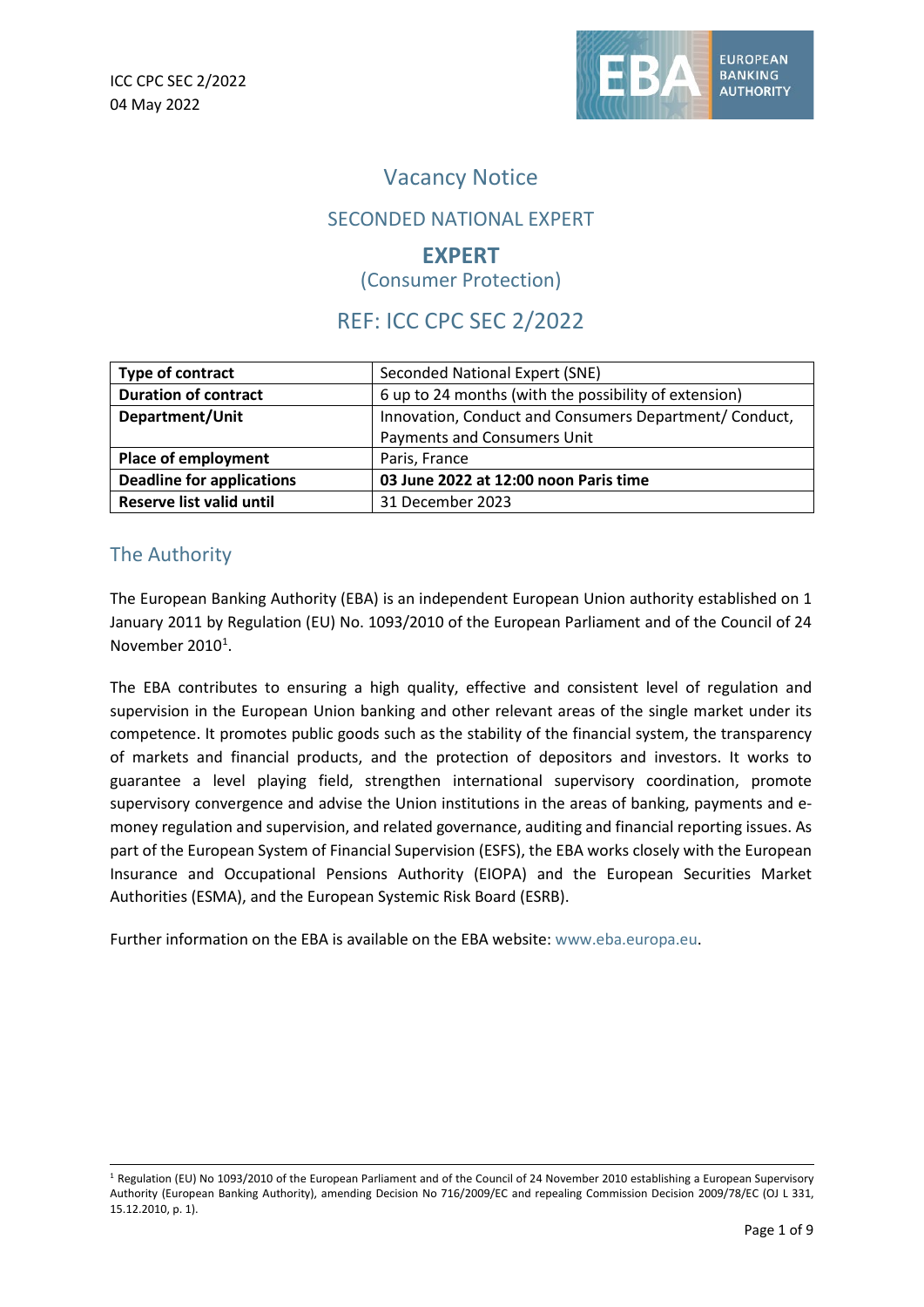ICC CPC SEC 2/2022
04 May 2022

# Vacancy Notice

## SECONDED NATIONAL EXPERT

## EXPERT
(Consumer Protection)

## REF: ICC CPC SEC 2/2022

| **Type of contract** | Seconded National Expert (SNE) |
|---|---|
| **Duration of contract** | 6 up to 24 months (with the possibility of extension) |
| **Department/Unit** | Innovation, Conduct and Consumers Department/ Conduct, Payments and Consumers Unit |
| **Place of employment** | Paris, France |
| **Deadline for applications** | **03 June 2022 at 12:00 noon Paris time** |
| **Reserve list valid until** | 31 December 2023 |

## The Authority

The European Banking Authority (EBA) is an independent European Union authority established on 1 January 2011 by Regulation (EU) No. 1093/2010 of the European Parliament and of the Council of 24 November 2010[1].

The EBA contributes to ensuring a high quality, effective and consistent level of regulation and supervision in the European Union banking and other relevant areas of the single market under its competence. It promotes public goods such as the stability of the financial system, the transparency of markets and financial products, and the protection of depositors and investors. It works to guarantee a level playing field, strengthen international supervisory coordination, promote supervisory convergence and advise the Union institutions in the areas of banking, payments and e-money regulation and supervision, and related governance, auditing and financial reporting issues. As part of the European System of Financial Supervision (ESFS), the EBA works closely with the European Insurance and Occupational Pensions Authority (EIOPA) and the European Securities Market Authorities (ESMA), and the European Systemic Risk Board (ESRB).

Further information on the EBA is available on the EBA website: www.eba.europa.eu.

[1] Regulation (EU) No 1093/2010 of the European Parliament and of the Council of 24 November 2010 establishing a European Supervisory Authority (European Banking Authority), amending Decision No 716/2009/EC and repealing Commission Decision 2009/78/EC (OJ L 331, 15.12.2010, p. 1).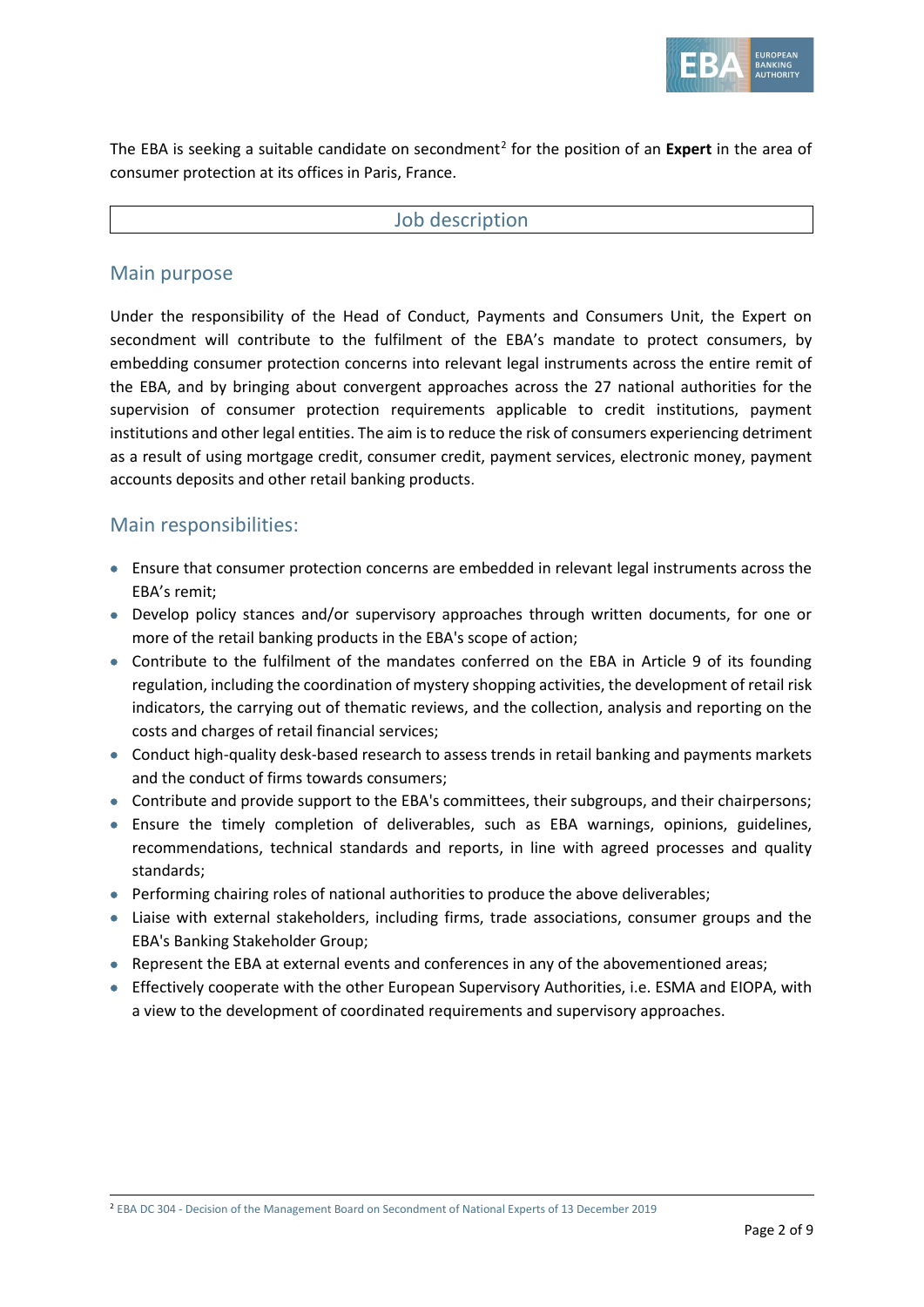The EBA is seeking a suitable candidate on secondment[2] for the position of an **Expert** in the area of consumer protection at its offices in Paris, France.

## Job description

### Main purpose

Under the responsibility of the Head of Conduct, Payments and Consumers Unit, the Expert on secondment will contribute to the fulfilment of the EBA's mandate to protect consumers, by embedding consumer protection concerns into relevant legal instruments across the entire remit of the EBA, and by bringing about convergent approaches across the 27 national authorities for the supervision of consumer protection requirements applicable to credit institutions, payment institutions and other legal entities. The aim is to reduce the risk of consumers experiencing detriment as a result of using mortgage credit, consumer credit, payment services, electronic money, payment accounts deposits and other retail banking products.

### Main responsibilities:

- Ensure that consumer protection concerns are embedded in relevant legal instruments across the EBA's remit;
- Develop policy stances and/or supervisory approaches through written documents, for one or more of the retail banking products in the EBA's scope of action;
- Contribute to the fulfilment of the mandates conferred on the EBA in Article 9 of its founding regulation, including the coordination of mystery shopping activities, the development of retail risk indicators, the carrying out of thematic reviews, and the collection, analysis and reporting on the costs and charges of retail financial services;
- Conduct high-quality desk-based research to assess trends in retail banking and payments markets and the conduct of firms towards consumers;
- Contribute and provide support to the EBA's committees, their subgroups, and their chairpersons;
- Ensure the timely completion of deliverables, such as EBA warnings, opinions, guidelines, recommendations, technical standards and reports, in line with agreed processes and quality standards;
- Performing chairing roles of national authorities to produce the above deliverables;
- Liaise with external stakeholders, including firms, trade associations, consumer groups and the EBA's Banking Stakeholder Group;
- Represent the EBA at external events and conferences in any of the abovementioned areas;
- Effectively cooperate with the other European Supervisory Authorities, i.e. ESMA and EIOPA, with a view to the development of coordinated requirements and supervisory approaches.

[2] EBA DC 304 - Decision of the Management Board on Secondment of National Experts of 13 December 2019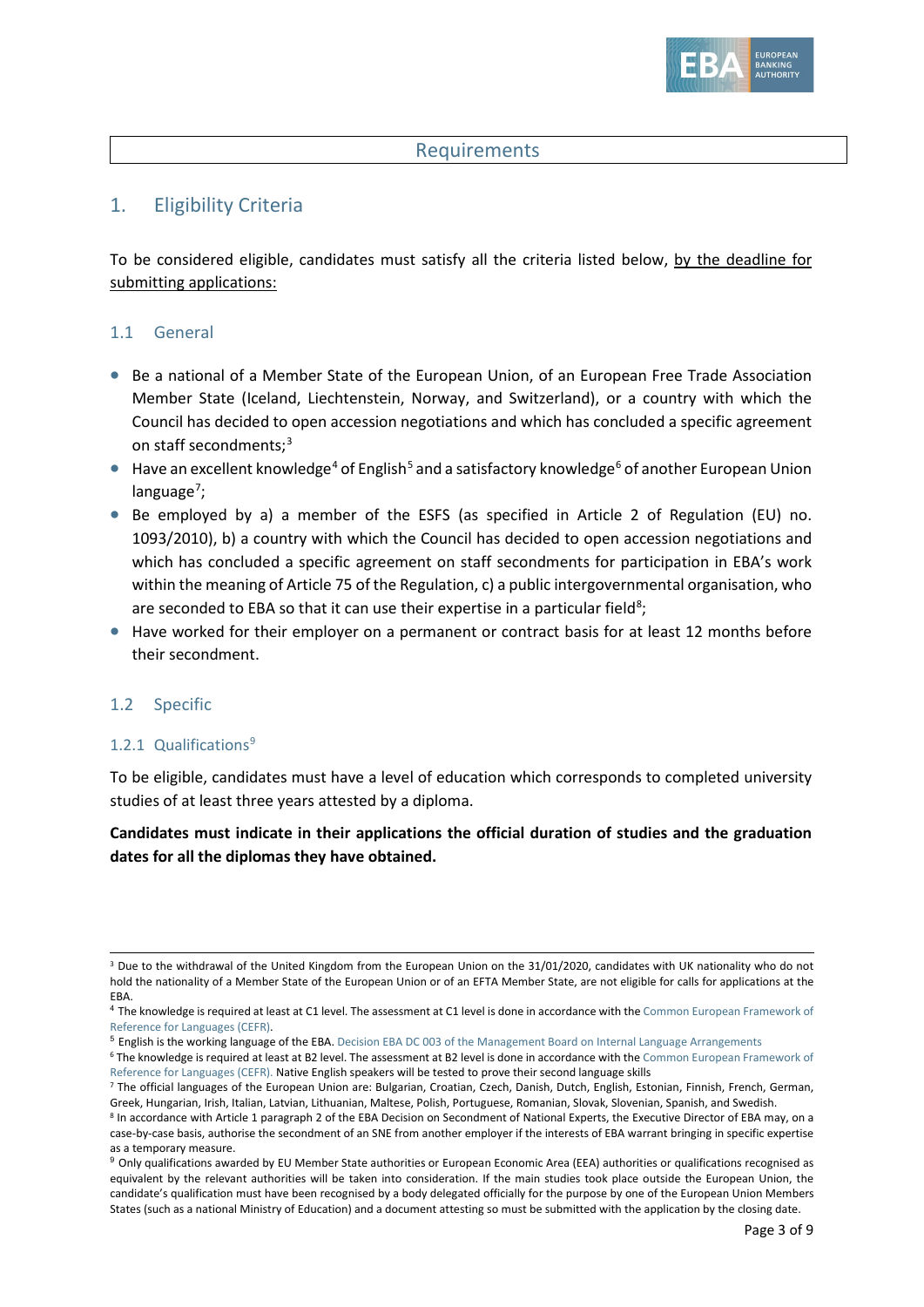# Requirements

## 1. Eligibility Criteria

To be considered eligible, candidates must satisfy all the criteria listed below, by the deadline for submitting applications:

### 1.1 General

- Be a national of a Member State of the European Union, of an European Free Trade Association Member State (Iceland, Liechtenstein, Norway, and Switzerland), or a country with which the Council has decided to open accession negotiations and which has concluded a specific agreement on staff secondments;[3]
- Have an excellent knowledge[4] of English[5] and a satisfactory knowledge[6] of another European Union language[7];
- Be employed by a) a member of the ESFS (as specified in Article 2 of Regulation (EU) no. 1093/2010), b) a country with which the Council has decided to open accession negotiations and which has concluded a specific agreement on staff secondments for participation in EBA's work within the meaning of Article 75 of the Regulation, c) a public intergovernmental organisation, who are seconded to EBA so that it can use their expertise in a particular field[8];
- Have worked for their employer on a permanent or contract basis for at least 12 months before their secondment.

### 1.2 Specific

#### 1.2.1 Qualifications[9]

To be eligible, candidates must have a level of education which corresponds to completed university studies of at least three years attested by a diploma.

**Candidates must indicate in their applications the official duration of studies and the graduation dates for all the diplomas they have obtained.**

---

[3] Due to the withdrawal of the United Kingdom from the European Union on the 31/01/2020, candidates with UK nationality who do not hold the nationality of a Member State of the European Union or of an EFTA Member State, are not eligible for calls for applications at the EBA.

[4] The knowledge is required at least at C1 level. The assessment at C1 level is done in accordance with the Common European Framework of Reference for Languages (CEFR).

[5] English is the working language of the EBA. Decision EBA DC 003 of the Management Board on Internal Language Arrangements

[6] The knowledge is required at least at B2 level. The assessment at B2 level is done in accordance with the Common European Framework of Reference for Languages (CEFR). Native English speakers will be tested to prove their second language skills

[7] The official languages of the European Union are: Bulgarian, Croatian, Czech, Danish, Dutch, English, Estonian, Finnish, French, German, Greek, Hungarian, Irish, Italian, Latvian, Lithuanian, Maltese, Polish, Portuguese, Romanian, Slovak, Slovenian, Spanish, and Swedish.

[8] In accordance with Article 1 paragraph 2 of the EBA Decision on Secondment of National Experts, the Executive Director of EBA may, on a case-by-case basis, authorise the secondment of an SNE from another employer if the interests of EBA warrant bringing in specific expertise as a temporary measure.

[9] Only qualifications awarded by EU Member State authorities or European Economic Area (EEA) authorities or qualifications recognised as equivalent by the relevant authorities will be taken into consideration. If the main studies took place outside the European Union, the candidate's qualification must have been recognised by a body delegated officially for the purpose by one of the European Union Members States (such as a national Ministry of Education) and a document attesting so must be submitted with the application by the closing date.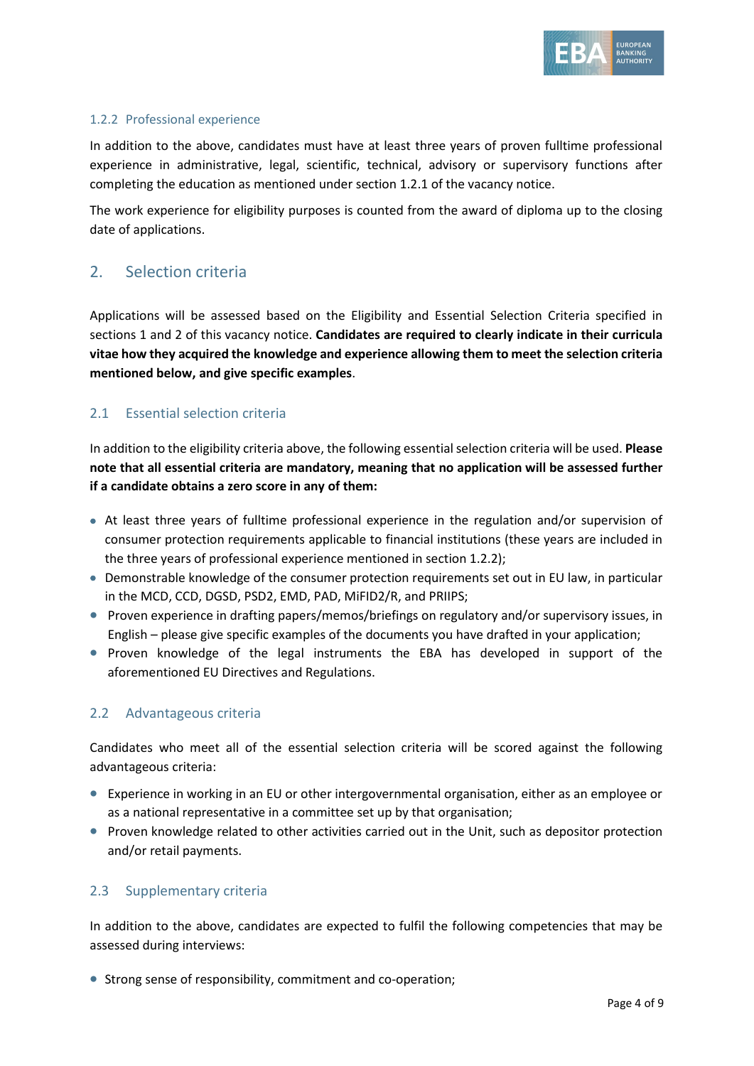### 1.2.2 Professional experience

In addition to the above, candidates must have at least three years of proven fulltime professional experience in administrative, legal, scientific, technical, advisory or supervisory functions after completing the education as mentioned under section 1.2.1 of the vacancy notice.

The work experience for eligibility purposes is counted from the award of diploma up to the closing date of applications.

## 2. Selection criteria

Applications will be assessed based on the Eligibility and Essential Selection Criteria specified in sections 1 and 2 of this vacancy notice. **Candidates are required to clearly indicate in their curricula vitae how they acquired the knowledge and experience allowing them to meet the selection criteria mentioned below, and give specific examples**.

### 2.1 Essential selection criteria

In addition to the eligibility criteria above, the following essential selection criteria will be used. **Please note that all essential criteria are mandatory, meaning that no application will be assessed further if a candidate obtains a zero score in any of them:**

- At least three years of fulltime professional experience in the regulation and/or supervision of consumer protection requirements applicable to financial institutions (these years are included in the three years of professional experience mentioned in section 1.2.2);
- Demonstrable knowledge of the consumer protection requirements set out in EU law, in particular in the MCD, CCD, DGSD, PSD2, EMD, PAD, MiFID2/R, and PRIIPS;
- Proven experience in drafting papers/memos/briefings on regulatory and/or supervisory issues, in English – please give specific examples of the documents you have drafted in your application;
- Proven knowledge of the legal instruments the EBA has developed in support of the aforementioned EU Directives and Regulations.

### 2.2 Advantageous criteria

Candidates who meet all of the essential selection criteria will be scored against the following advantageous criteria:

- Experience in working in an EU or other intergovernmental organisation, either as an employee or as a national representative in a committee set up by that organisation;
- Proven knowledge related to other activities carried out in the Unit, such as depositor protection and/or retail payments.

### 2.3 Supplementary criteria

In addition to the above, candidates are expected to fulfil the following competencies that may be assessed during interviews:

- Strong sense of responsibility, commitment and co-operation;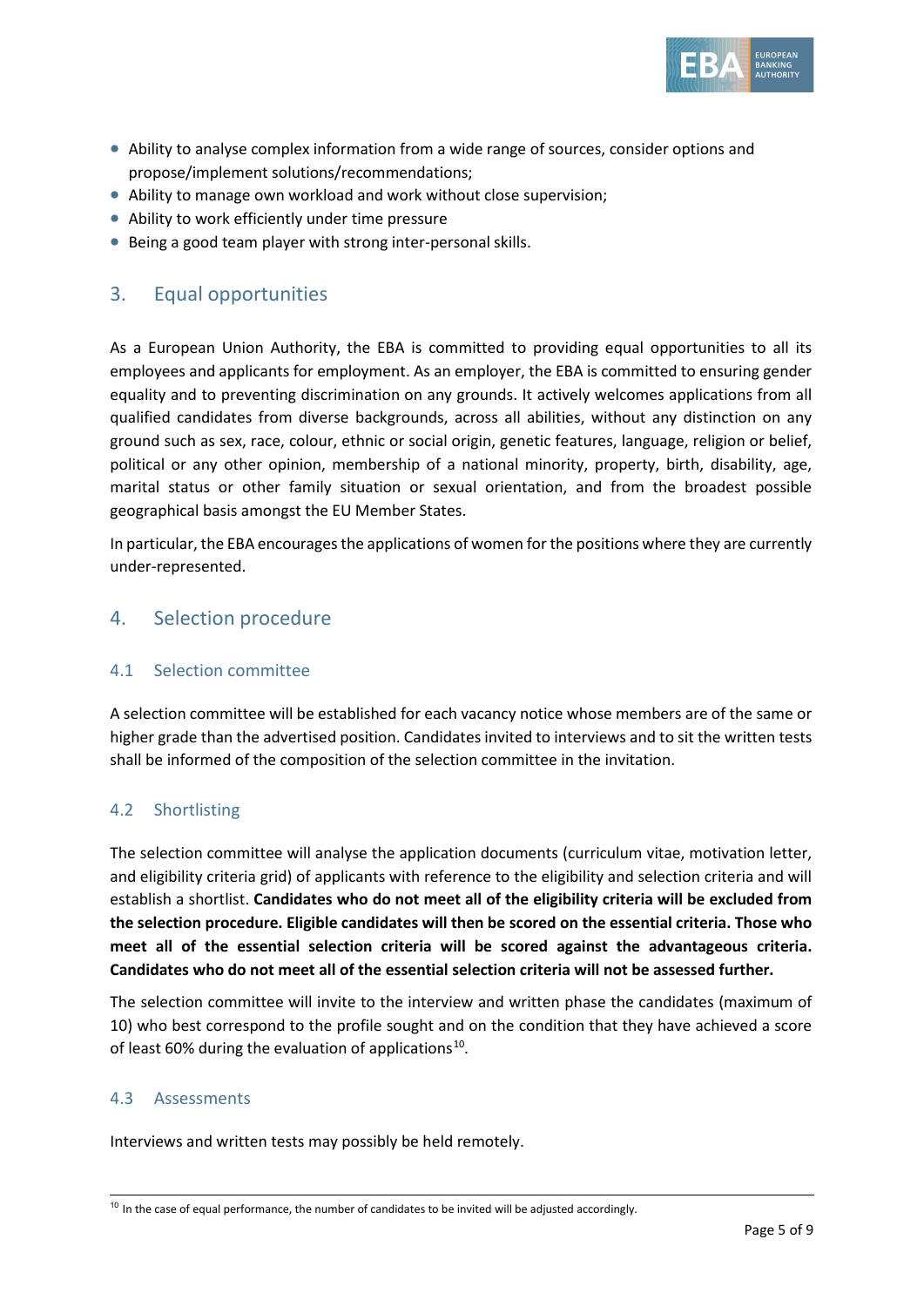- Ability to analyse complex information from a wide range of sources, consider options and propose/implement solutions/recommendations;
- Ability to manage own workload and work without close supervision;
- Ability to work efficiently under time pressure
- Being a good team player with strong inter-personal skills.

## 3. Equal opportunities

As a European Union Authority, the EBA is committed to providing equal opportunities to all its employees and applicants for employment. As an employer, the EBA is committed to ensuring gender equality and to preventing discrimination on any grounds. It actively welcomes applications from all qualified candidates from diverse backgrounds, across all abilities, without any distinction on any ground such as sex, race, colour, ethnic or social origin, genetic features, language, religion or belief, political or any other opinion, membership of a national minority, property, birth, disability, age, marital status or other family situation or sexual orientation, and from the broadest possible geographical basis amongst the EU Member States.

In particular, the EBA encourages the applications of women for the positions where they are currently under-represented.

## 4. Selection procedure

### 4.1 Selection committee

A selection committee will be established for each vacancy notice whose members are of the same or higher grade than the advertised position. Candidates invited to interviews and to sit the written tests shall be informed of the composition of the selection committee in the invitation.

### 4.2 Shortlisting

The selection committee will analyse the application documents (curriculum vitae, motivation letter, and eligibility criteria grid) of applicants with reference to the eligibility and selection criteria and will establish a shortlist. **Candidates who do not meet all of the eligibility criteria will be excluded from the selection procedure. Eligible candidates will then be scored on the essential criteria. Those who meet all of the essential selection criteria will be scored against the advantageous criteria. Candidates who do not meet all of the essential selection criteria will not be assessed further.**

The selection committee will invite to the interview and written phase the candidates (maximum of 10) who best correspond to the profile sought and on the condition that they have achieved a score of least 60% during the evaluation of applications[10].

### 4.3 Assessments

Interviews and written tests may possibly be held remotely.

[10] In the case of equal performance, the number of candidates to be invited will be adjusted accordingly.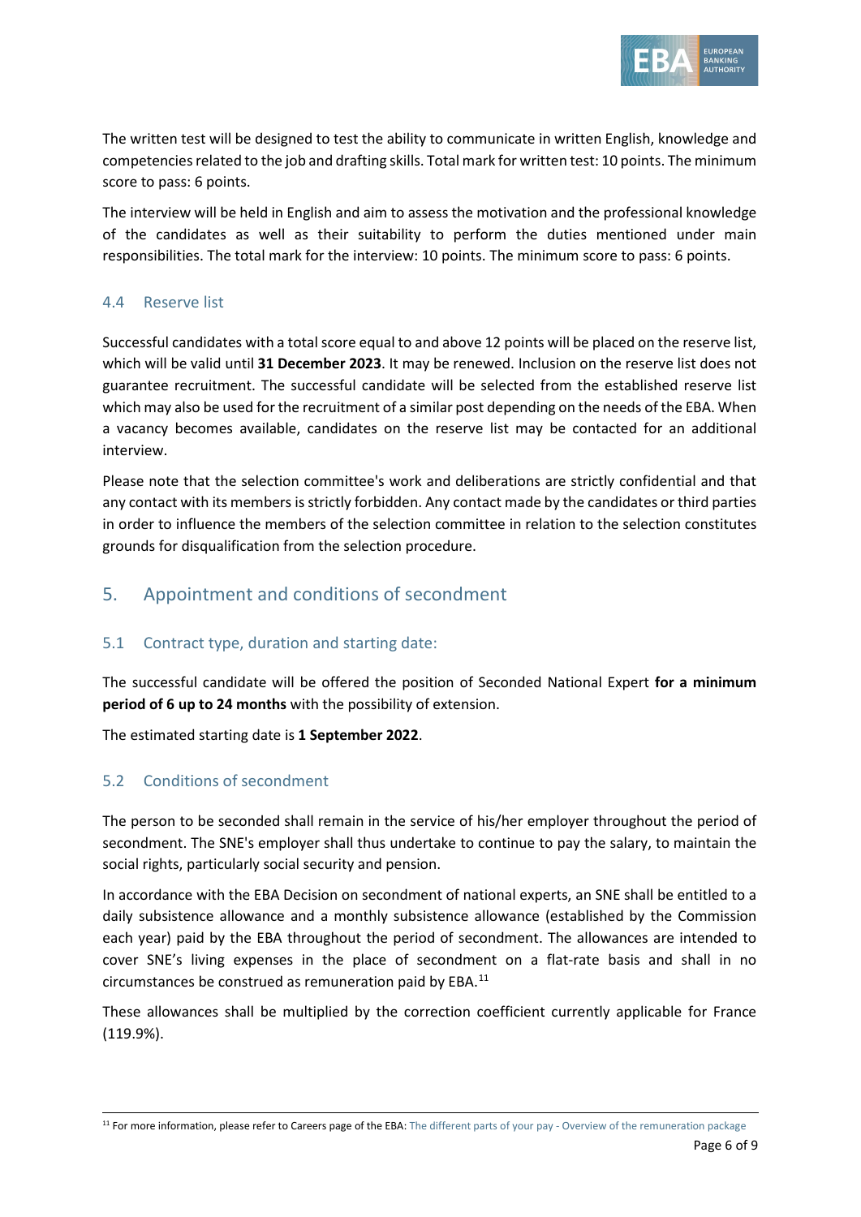The written test will be designed to test the ability to communicate in written English, knowledge and competencies related to the job and drafting skills. Total mark for written test: 10 points. The minimum score to pass: 6 points.

The interview will be held in English and aim to assess the motivation and the professional knowledge of the candidates as well as their suitability to perform the duties mentioned under main responsibilities. The total mark for the interview: 10 points. The minimum score to pass: 6 points.

### 4.4 Reserve list

Successful candidates with a total score equal to and above 12 points will be placed on the reserve list, which will be valid until **31 December 2023**. It may be renewed. Inclusion on the reserve list does not guarantee recruitment. The successful candidate will be selected from the established reserve list which may also be used for the recruitment of a similar post depending on the needs of the EBA. When a vacancy becomes available, candidates on the reserve list may be contacted for an additional interview.

Please note that the selection committee's work and deliberations are strictly confidential and that any contact with its members is strictly forbidden. Any contact made by the candidates or third parties in order to influence the members of the selection committee in relation to the selection constitutes grounds for disqualification from the selection procedure.

## 5. Appointment and conditions of secondment

### 5.1 Contract type, duration and starting date:

The successful candidate will be offered the position of Seconded National Expert **for a minimum period of 6 up to 24 months** with the possibility of extension.

The estimated starting date is **1 September 2022**.

### 5.2 Conditions of secondment

The person to be seconded shall remain in the service of his/her employer throughout the period of secondment. The SNE's employer shall thus undertake to continue to pay the salary, to maintain the social rights, particularly social security and pension.

In accordance with the EBA Decision on secondment of national experts, an SNE shall be entitled to a daily subsistence allowance and a monthly subsistence allowance (established by the Commission each year) paid by the EBA throughout the period of secondment. The allowances are intended to cover SNE's living expenses in the place of secondment on a flat-rate basis and shall in no circumstances be construed as remuneration paid by EBA.[11]

These allowances shall be multiplied by the correction coefficient currently applicable for France (119.9%).

[11] For more information, please refer to Careers page of the EBA: The different parts of your pay - Overview of the remuneration package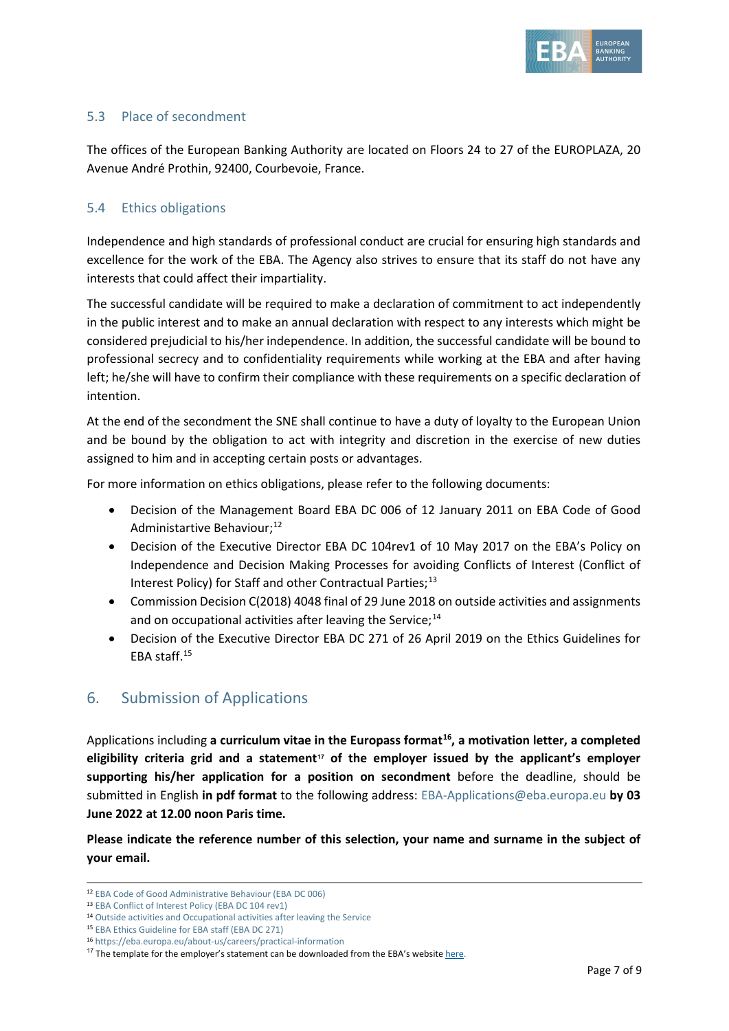### 5.3 Place of secondment

The offices of the European Banking Authority are located on Floors 24 to 27 of the EUROPLAZA, 20 Avenue André Prothin, 92400, Courbevoie, France.

### 5.4 Ethics obligations

Independence and high standards of professional conduct are crucial for ensuring high standards and excellence for the work of the EBA. The Agency also strives to ensure that its staff do not have any interests that could affect their impartiality.

The successful candidate will be required to make a declaration of commitment to act independently in the public interest and to make an annual declaration with respect to any interests which might be considered prejudicial to his/her independence. In addition, the successful candidate will be bound to professional secrecy and to confidentiality requirements while working at the EBA and after having left; he/she will have to confirm their compliance with these requirements on a specific declaration of intention.

At the end of the secondment the SNE shall continue to have a duty of loyalty to the European Union and be bound by the obligation to act with integrity and discretion in the exercise of new duties assigned to him and in accepting certain posts or advantages.

For more information on ethics obligations, please refer to the following documents:

- Decision of the Management Board EBA DC 006 of 12 January 2011 on EBA Code of Good Administartive Behaviour;[12]
- Decision of the Executive Director EBA DC 104rev1 of 10 May 2017 on the EBA's Policy on Independence and Decision Making Processes for avoiding Conflicts of Interest (Conflict of Interest Policy) for Staff and other Contractual Parties;[13]
- Commission Decision C(2018) 4048 final of 29 June 2018 on outside activities and assignments and on occupational activities after leaving the Service;[14]
- Decision of the Executive Director EBA DC 271 of 26 April 2019 on the Ethics Guidelines for EBA staff.[15]

## 6. Submission of Applications

Applications including **a curriculum vitae in the Europass format[16], a motivation letter, a completed eligibility criteria grid and a statement[17] of the employer issued by the applicant's employer supporting his/her application for a position on secondment** before the deadline, should be submitted in English **in pdf format** to the following address: EBA-Applications@eba.europa.eu **by 03 June 2022 at 12.00 noon Paris time.**

**Please indicate the reference number of this selection, your name and surname in the subject of your email.**

---

[12] EBA Code of Good Administrative Behaviour (EBA DC 006)

[13] EBA Conflict of Interest Policy (EBA DC 104 rev1)

[14] Outside activities and Occupational activities after leaving the Service

[15] EBA Ethics Guideline for EBA staff (EBA DC 271)

[16] https://eba.europa.eu/about-us/careers/practical-information

[17] The template for the employer's statement can be downloaded from the EBA's website here.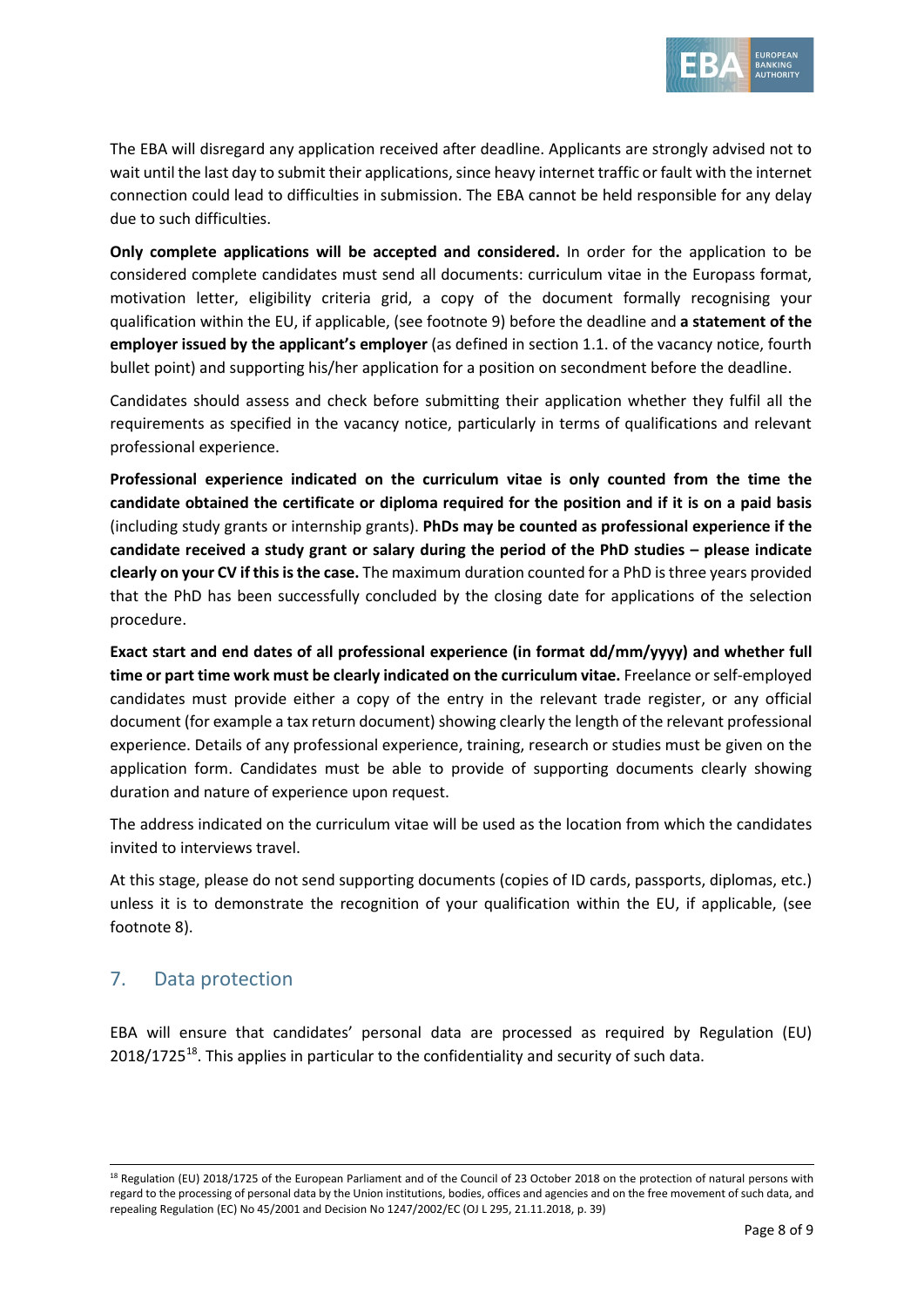The EBA will disregard any application received after deadline. Applicants are strongly advised not to wait until the last day to submit their applications, since heavy internet traffic or fault with the internet connection could lead to difficulties in submission. The EBA cannot be held responsible for any delay due to such difficulties.

**Only complete applications will be accepted and considered.** In order for the application to be considered complete candidates must send all documents: curriculum vitae in the Europass format, motivation letter, eligibility criteria grid, a copy of the document formally recognising your qualification within the EU, if applicable, (see footnote 9) before the deadline and **a statement of the employer issued by the applicant's employer** (as defined in section 1.1. of the vacancy notice, fourth bullet point) and supporting his/her application for a position on secondment before the deadline.

Candidates should assess and check before submitting their application whether they fulfil all the requirements as specified in the vacancy notice, particularly in terms of qualifications and relevant professional experience.

**Professional experience indicated on the curriculum vitae is only counted from the time the candidate obtained the certificate or diploma required for the position and if it is on a paid basis** (including study grants or internship grants). **PhDs may be counted as professional experience if the candidate received a study grant or salary during the period of the PhD studies – please indicate clearly on your CV if this is the case.** The maximum duration counted for a PhD is three years provided that the PhD has been successfully concluded by the closing date for applications of the selection procedure.

**Exact start and end dates of all professional experience (in format dd/mm/yyyy) and whether full time or part time work must be clearly indicated on the curriculum vitae.** Freelance or self-employed candidates must provide either a copy of the entry in the relevant trade register, or any official document (for example a tax return document) showing clearly the length of the relevant professional experience. Details of any professional experience, training, research or studies must be given on the application form. Candidates must be able to provide of supporting documents clearly showing duration and nature of experience upon request.

The address indicated on the curriculum vitae will be used as the location from which the candidates invited to interviews travel.

At this stage, please do not send supporting documents (copies of ID cards, passports, diplomas, etc.) unless it is to demonstrate the recognition of your qualification within the EU, if applicable, (see footnote 8).

## 7. Data protection

EBA will ensure that candidates' personal data are processed as required by Regulation (EU) 2018/1725[18]. This applies in particular to the confidentiality and security of such data.

[18] Regulation (EU) 2018/1725 of the European Parliament and of the Council of 23 October 2018 on the protection of natural persons with regard to the processing of personal data by the Union institutions, bodies, offices and agencies and on the free movement of such data, and repealing Regulation (EC) No 45/2001 and Decision No 1247/2002/EC (OJ L 295, 21.11.2018, p. 39)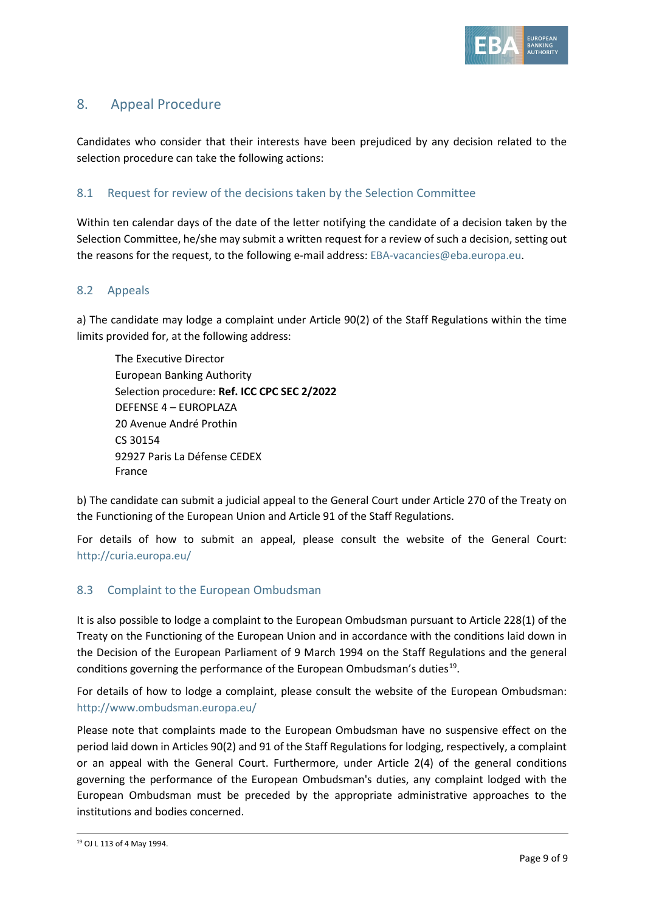## 8. Appeal Procedure

Candidates who consider that their interests have been prejudiced by any decision related to the selection procedure can take the following actions:

### 8.1 Request for review of the decisions taken by the Selection Committee

Within ten calendar days of the date of the letter notifying the candidate of a decision taken by the Selection Committee, he/she may submit a written request for a review of such a decision, setting out the reasons for the request, to the following e-mail address: EBA-vacancies@eba.europa.eu.

### 8.2 Appeals

a) The candidate may lodge a complaint under Article 90(2) of the Staff Regulations within the time limits provided for, at the following address:

The Executive Director
European Banking Authority
Selection procedure: **Ref. ICC CPC SEC 2/2022**
DEFENSE 4 – EUROPLAZA
20 Avenue André Prothin
CS 30154
92927 Paris La Défense CEDEX
France

b) The candidate can submit a judicial appeal to the General Court under Article 270 of the Treaty on the Functioning of the European Union and Article 91 of the Staff Regulations.

For details of how to submit an appeal, please consult the website of the General Court: http://curia.europa.eu/

### 8.3 Complaint to the European Ombudsman

It is also possible to lodge a complaint to the European Ombudsman pursuant to Article 228(1) of the Treaty on the Functioning of the European Union and in accordance with the conditions laid down in the Decision of the European Parliament of 9 March 1994 on the Staff Regulations and the general conditions governing the performance of the European Ombudsman's duties[19].

For details of how to lodge a complaint, please consult the website of the European Ombudsman: http://www.ombudsman.europa.eu/

Please note that complaints made to the European Ombudsman have no suspensive effect on the period laid down in Articles 90(2) and 91 of the Staff Regulations for lodging, respectively, a complaint or an appeal with the General Court. Furthermore, under Article 2(4) of the general conditions governing the performance of the European Ombudsman's duties, any complaint lodged with the European Ombudsman must be preceded by the appropriate administrative approaches to the institutions and bodies concerned.

---

[19] OJ L 113 of 4 May 1994.